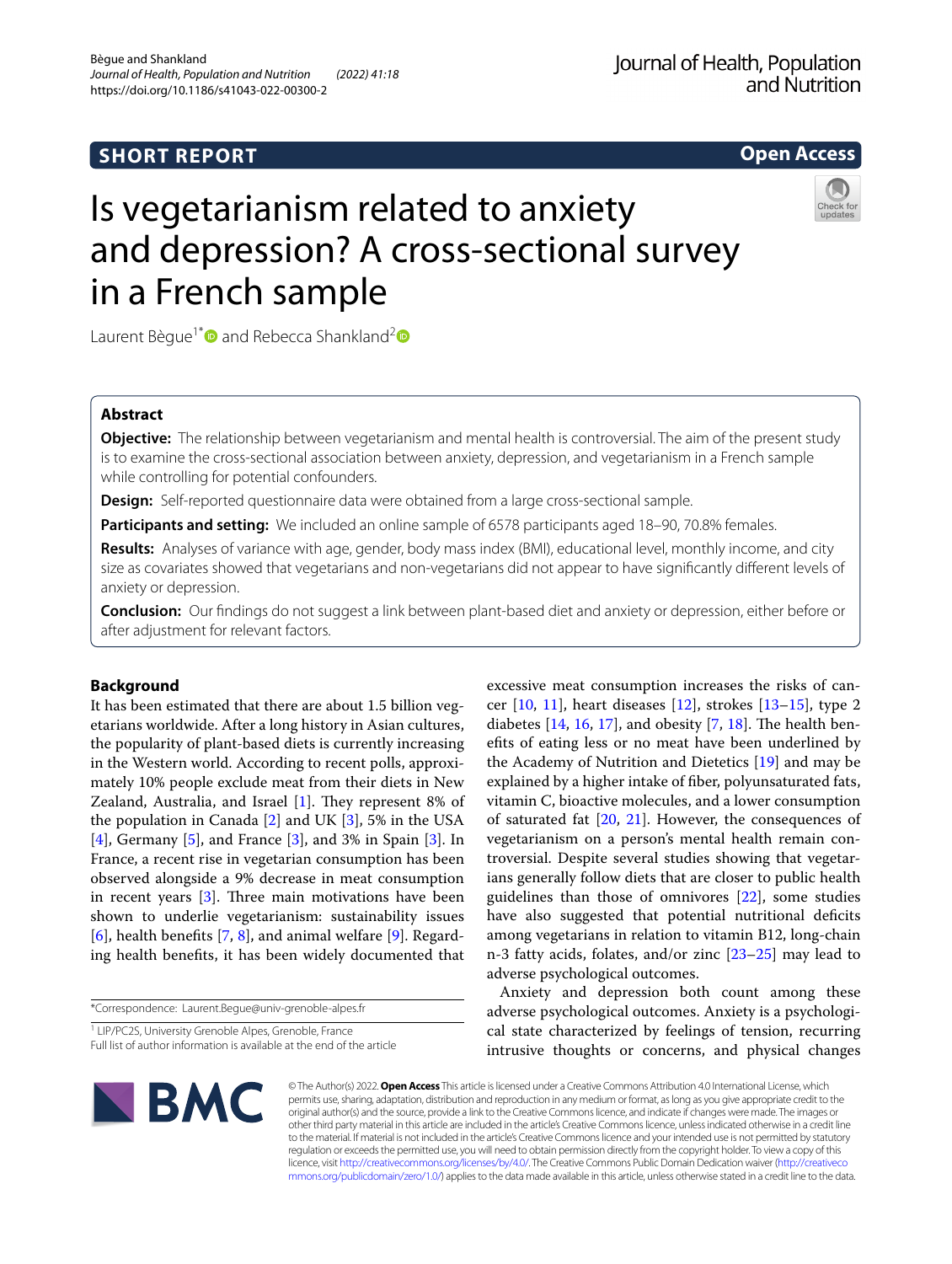SHORT REPORT

Open Access

# Is vegetarianism related to anxiety and depression? A cross-sectional survey in a French sample

Laurent Bègue[1*] and Rebecca Shankland[2]

## Abstract

**Objective:** The relationship between vegetarianism and mental health is controversial. The aim of the present study is to examine the cross-sectional association between anxiety, depression, and vegetarianism in a French sample while controlling for potential confounders.

**Design:** Self-reported questionnaire data were obtained from a large cross-sectional sample.

**Participants and setting:** We included an online sample of 6578 participants aged 18–90, 70.8% females.

**Results:** Analyses of variance with age, gender, body mass index (BMI), educational level, monthly income, and city size as covariates showed that vegetarians and non-vegetarians did not appear to have significantly different levels of anxiety or depression.

**Conclusion:** Our findings do not suggest a link between plant-based diet and anxiety or depression, either before or after adjustment for relevant factors.

## Background

It has been estimated that there are about 1.5 billion vegetarians worldwide. After a long history in Asian cultures, the popularity of plant-based diets is currently increasing in the Western world. According to recent polls, approximately 10% people exclude meat from their diets in New Zealand, Australia, and Israel [1]. They represent 8% of the population in Canada [2] and UK [3], 5% in the USA [4], Germany [5], and France [3], and 3% in Spain [3]. In France, a recent rise in vegetarian consumption has been observed alongside a 9% decrease in meat consumption in recent years [3]. Three main motivations have been shown to underlie vegetarianism: sustainability issues [6], health benefits [7, 8], and animal welfare [9]. Regarding health benefits, it has been widely documented that excessive meat consumption increases the risks of cancer [10, 11], heart diseases [12], strokes [13–15], type 2 diabetes [14, 16, 17], and obesity [7, 18]. The health benefits of eating less or no meat have been underlined by the Academy of Nutrition and Dietetics [19] and may be explained by a higher intake of fiber, polyunsaturated fats, vitamin C, bioactive molecules, and a lower consumption of saturated fat [20, 21]. However, the consequences of vegetarianism on a person's mental health remain controversial. Despite several studies showing that vegetarians generally follow diets that are closer to public health guidelines than those of omnivores [22], some studies have also suggested that potential nutritional deficits among vegetarians in relation to vitamin B12, long-chain n-3 fatty acids, folates, and/or zinc [23–25] may lead to adverse psychological outcomes.

Anxiety and depression both count among these adverse psychological outcomes. Anxiety is a psychological state characterized by feelings of tension, recurring intrusive thoughts or concerns, and physical changes

*Correspondence: Laurent.Begue@univ-grenoble-alpes.fr

[1] LIP/PC2S, University Grenoble Alpes, Grenoble, France

Full list of author information is available at the end of the article

© The Author(s) 2022. **Open Access** This article is licensed under a Creative Commons Attribution 4.0 International License, which permits use, sharing, adaptation, distribution and reproduction in any medium or format, as long as you give appropriate credit to the original author(s) and the source, provide a link to the Creative Commons licence, and indicate if changes were made. The images or other third party material in this article are included in the article's Creative Commons licence, unless indicated otherwise in a credit line to the material. If material is not included in the article's Creative Commons licence and your intended use is not permitted by statutory regulation or exceeds the permitted use, you will need to obtain permission directly from the copyright holder. To view a copy of this licence, visit http://creativecommons.org/licenses/by/4.0/. The Creative Commons Public Domain Dedication waiver (http://creativecommons.org/publicdomain/zero/1.0/) applies to the data made available in this article, unless otherwise stated in a credit line to the data.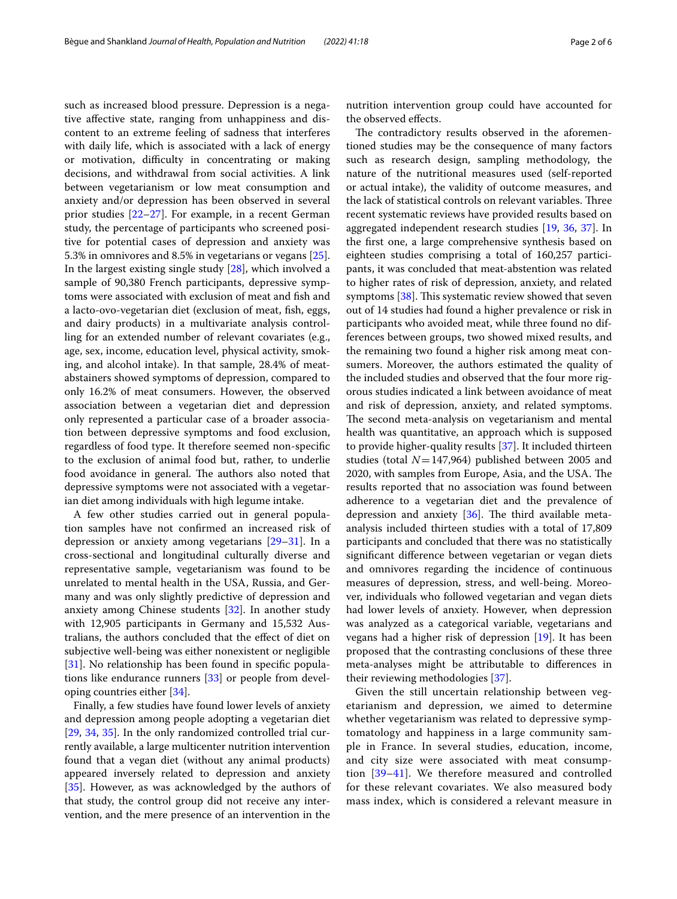such as increased blood pressure. Depression is a negative affective state, ranging from unhappiness and discontent to an extreme feeling of sadness that interferes with daily life, which is associated with a lack of energy or motivation, difficulty in concentrating or making decisions, and withdrawal from social activities. A link between vegetarianism or low meat consumption and anxiety and/or depression has been observed in several prior studies [22–27]. For example, in a recent German study, the percentage of participants who screened positive for potential cases of depression and anxiety was 5.3% in omnivores and 8.5% in vegetarians or vegans [25]. In the largest existing single study [28], which involved a sample of 90,380 French participants, depressive symptoms were associated with exclusion of meat and fish and a lacto-ovo-vegetarian diet (exclusion of meat, fish, eggs, and dairy products) in a multivariate analysis controlling for an extended number of relevant covariates (e.g., age, sex, income, education level, physical activity, smoking, and alcohol intake). In that sample, 28.4% of meat-abstainers showed symptoms of depression, compared to only 16.2% of meat consumers. However, the observed association between a vegetarian diet and depression only represented a particular case of a broader association between depressive symptoms and food exclusion, regardless of food type. It therefore seemed non-specific to the exclusion of animal food but, rather, to underlie food avoidance in general. The authors also noted that depressive symptoms were not associated with a vegetarian diet among individuals with high legume intake.

A few other studies carried out in general population samples have not confirmed an increased risk of depression or anxiety among vegetarians [29–31]. In a cross-sectional and longitudinal culturally diverse and representative sample, vegetarianism was found to be unrelated to mental health in the USA, Russia, and Germany and was only slightly predictive of depression and anxiety among Chinese students [32]. In another study with 12,905 participants in Germany and 15,532 Australians, the authors concluded that the effect of diet on subjective well-being was either nonexistent or negligible [31]. No relationship has been found in specific populations like endurance runners [33] or people from developing countries either [34].

Finally, a few studies have found lower levels of anxiety and depression among people adopting a vegetarian diet [29, 34, 35]. In the only randomized controlled trial currently available, a large multicenter nutrition intervention found that a vegan diet (without any animal products) appeared inversely related to depression and anxiety [35]. However, as was acknowledged by the authors of that study, the control group did not receive any intervention, and the mere presence of an intervention in the nutrition intervention group could have accounted for the observed effects.

The contradictory results observed in the aforementioned studies may be the consequence of many factors such as research design, sampling methodology, the nature of the nutritional measures used (self-reported or actual intake), the validity of outcome measures, and the lack of statistical controls on relevant variables. Three recent systematic reviews have provided results based on aggregated independent research studies [19, 36, 37]. In the first one, a large comprehensive synthesis based on eighteen studies comprising a total of 160,257 participants, it was concluded that meat-abstention was related to higher rates of risk of depression, anxiety, and related symptoms [38]. This systematic review showed that seven out of 14 studies had found a higher prevalence or risk in participants who avoided meat, while three found no differences between groups, two showed mixed results, and the remaining two found a higher risk among meat consumers. Moreover, the authors estimated the quality of the included studies and observed that the four more rigorous studies indicated a link between avoidance of meat and risk of depression, anxiety, and related symptoms. The second meta-analysis on vegetarianism and mental health was quantitative, an approach which is supposed to provide higher-quality results [37]. It included thirteen studies (total $N=147{,}964$) published between 2005 and 2020, with samples from Europe, Asia, and the USA. The results reported that no association was found between adherence to a vegetarian diet and the prevalence of depression and anxiety [36]. The third available meta-analysis included thirteen studies with a total of 17,809 participants and concluded that there was no statistically significant difference between vegetarian or vegan diets and omnivores regarding the incidence of continuous measures of depression, stress, and well-being. Moreover, individuals who followed vegetarian and vegan diets had lower levels of anxiety. However, when depression was analyzed as a categorical variable, vegetarians and vegans had a higher risk of depression [19]. It has been proposed that the contrasting conclusions of these three meta-analyses might be attributable to differences in their reviewing methodologies [37].

Given the still uncertain relationship between vegetarianism and depression, we aimed to determine whether vegetarianism was related to depressive symptomatology and happiness in a large community sample in France. In several studies, education, income, and city size were associated with meat consumption [39–41]. We therefore measured and controlled for these relevant covariates. We also measured body mass index, which is considered a relevant measure in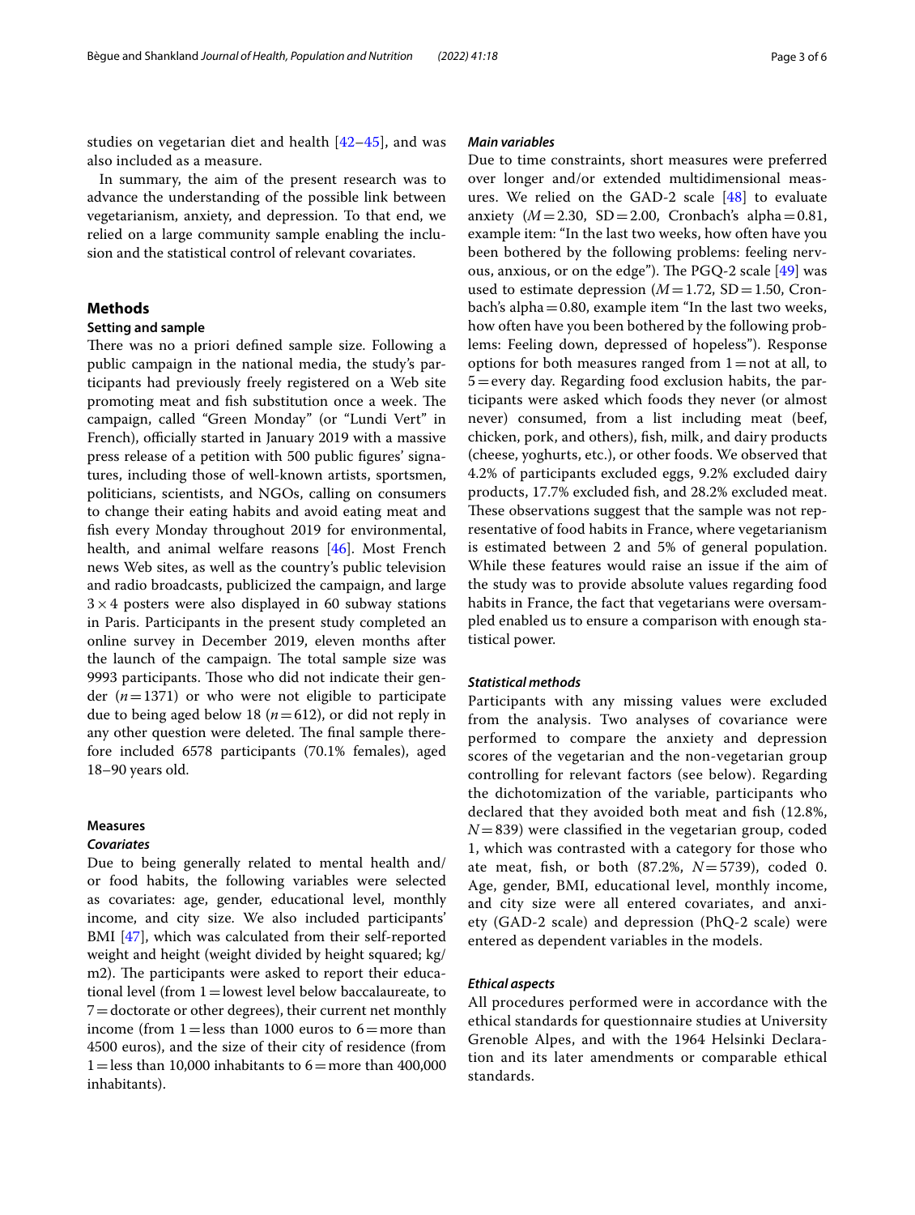studies on vegetarian diet and health [42–45], and was also included as a measure.

In summary, the aim of the present research was to advance the understanding of the possible link between vegetarianism, anxiety, and depression. To that end, we relied on a large community sample enabling the inclusion and the statistical control of relevant covariates.

## Methods

### Setting and sample

There was no a priori defined sample size. Following a public campaign in the national media, the study's participants had previously freely registered on a Web site promoting meat and fish substitution once a week. The campaign, called "Green Monday" (or "Lundi Vert" in French), officially started in January 2019 with a massive press release of a petition with 500 public figures' signatures, including those of well-known artists, sportsmen, politicians, scientists, and NGOs, calling on consumers to change their eating habits and avoid eating meat and fish every Monday throughout 2019 for environmental, health, and animal welfare reasons [46]. Most French news Web sites, as well as the country's public television and radio broadcasts, publicized the campaign, and large $3 \times 4$ posters were also displayed in 60 subway stations in Paris. Participants in the present study completed an online survey in December 2019, eleven months after the launch of the campaign. The total sample size was 9993 participants. Those who did not indicate their gender ($n = 1371$) or who were not eligible to participate due to being aged below 18 ($n = 612$), or did not reply in any other question were deleted. The final sample therefore included 6578 participants (70.1% females), aged 18–90 years old.

### Measures

#### *Covariates*

Due to being generally related to mental health and/or food habits, the following variables were selected as covariates: age, gender, educational level, monthly income, and city size. We also included participants' BMI [47], which was calculated from their self-reported weight and height (weight divided by height squared; kg/m2). The participants were asked to report their educational level (from 1 = lowest level below baccalaureate, to 7 = doctorate or other degrees), their current net monthly income (from 1 = less than 1000 euros to 6 = more than 4500 euros), and the size of their city of residence (from 1 = less than 10,000 inhabitants to 6 = more than 400,000 inhabitants).

#### *Main variables*

Due to time constraints, short measures were preferred over longer and/or extended multidimensional measures. We relied on the GAD-2 scale [48] to evaluate anxiety ($M = 2.30$, $SD = 2.00$, Cronbach's alpha = 0.81, example item: "In the last two weeks, how often have you been bothered by the following problems: feeling nervous, anxious, or on the edge"). The PGQ-2 scale [49] was used to estimate depression ($M = 1.72$, $SD = 1.50$, Cronbach's alpha = 0.80, example item "In the last two weeks, how often have you been bothered by the following problems: Feeling down, depressed of hopeless"). Response options for both measures ranged from 1 = not at all, to 5 = every day. Regarding food exclusion habits, the participants were asked which foods they never (or almost never) consumed, from a list including meat (beef, chicken, pork, and others), fish, milk, and dairy products (cheese, yoghurts, etc.), or other foods. We observed that 4.2% of participants excluded eggs, 9.2% excluded dairy products, 17.7% excluded fish, and 28.2% excluded meat. These observations suggest that the sample was not representative of food habits in France, where vegetarianism is estimated between 2 and 5% of general population. While these features would raise an issue if the aim of the study was to provide absolute values regarding food habits in France, the fact that vegetarians were oversampled enabled us to ensure a comparison with enough statistical power.

#### *Statistical methods*

Participants with any missing values were excluded from the analysis. Two analyses of covariance were performed to compare the anxiety and depression scores of the vegetarian and the non-vegetarian group controlling for relevant factors (see below). Regarding the dichotomization of the variable, participants who declared that they avoided both meat and fish (12.8%, $N = 839$) were classified in the vegetarian group, coded 1, which was contrasted with a category for those who ate meat, fish, or both (87.2%, $N = 5739$), coded 0. Age, gender, BMI, educational level, monthly income, and city size were all entered covariates, and anxiety (GAD-2 scale) and depression (PhQ-2 scale) were entered as dependent variables in the models.

#### *Ethical aspects*

All procedures performed were in accordance with the ethical standards for questionnaire studies at University Grenoble Alpes, and with the 1964 Helsinki Declaration and its later amendments or comparable ethical standards.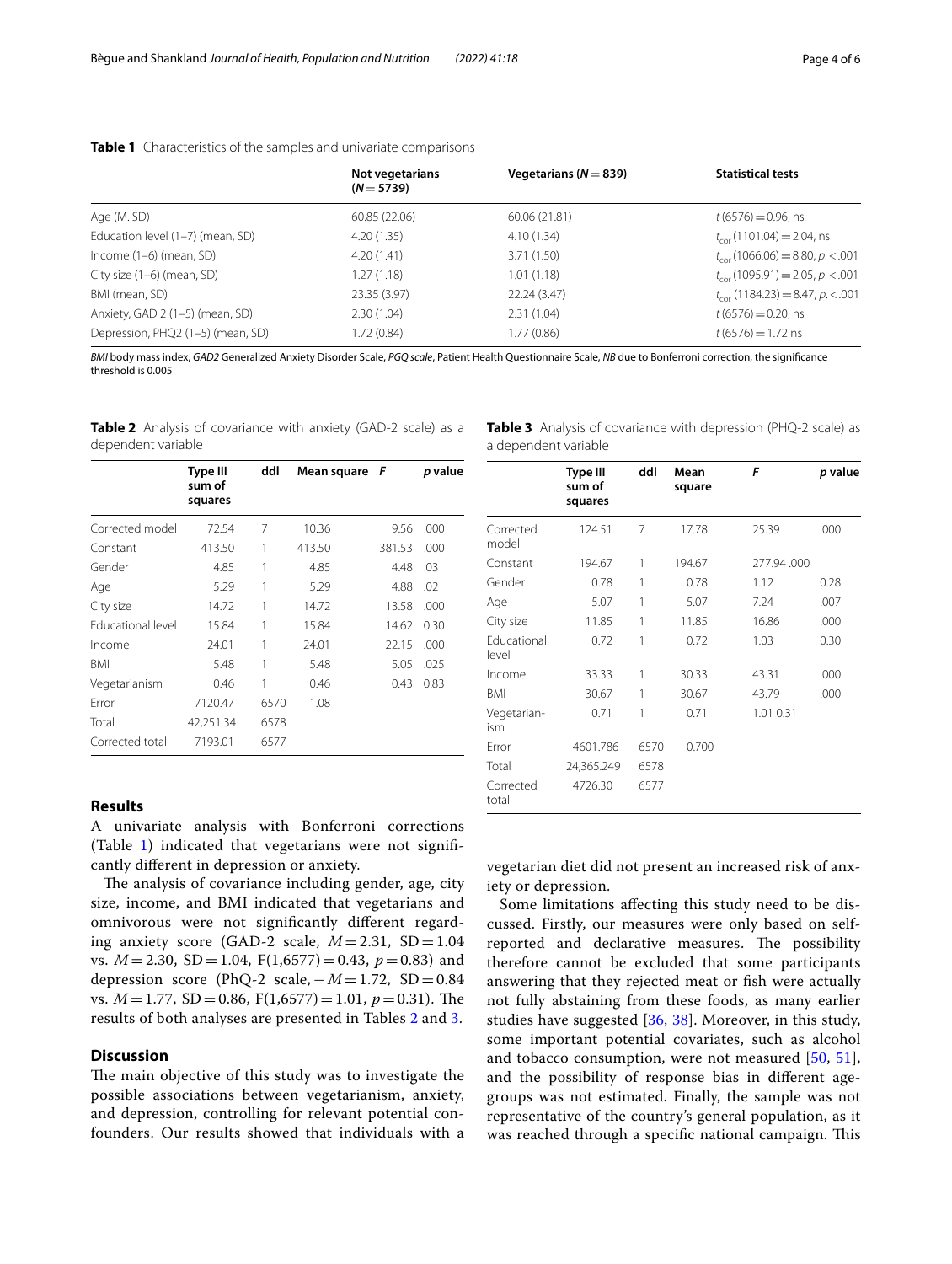**Table 1** Characteristics of the samples and univariate comparisons

| | Not vegetarians ($N = 5739$) | Vegetarians ($N = 839$) | Statistical tests |
|---|---|---|---|
| Age (M. SD) | 60.85 (22.06) | 60.06 (21.81) | $t(6576) = 0.96$, ns |
| Education level (1–7) (mean, SD) | 4.20 (1.35) | 4.10 (1.34) | $t_{cor}(1101.04) = 2.04$, ns |
| Income (1–6) (mean, SD) | 4.20 (1.41) | 3.71 (1.50) | $t_{cor}(1066.06) = 8.80$, $p. < .001$ |
| City size (1–6) (mean, SD) | 1.27 (1.18) | 1.01 (1.18) | $t_{cor}(1095.91) = 2.05$, $p. < .001$ |
| BMI (mean, SD) | 23.35 (3.97) | 22.24 (3.47) | $t_{cor}(1184.23) = 8.47$, $p. < .001$ |
| Anxiety, GAD 2 (1–5) (mean, SD) | 2.30 (1.04) | 2.31 (1.04) | $t(6576) = 0.20$, ns |
| Depression, PHQ2 (1–5) (mean, SD) | 1.72 (0.84) | 1.77 (0.86) | $t(6576) = 1.72$ ns |

*BMI* body mass index, *GAD2* Generalized Anxiety Disorder Scale, *PGQ scale*, Patient Health Questionnaire Scale, *NB* due to Bonferroni correction, the significance threshold is 0.005

**Table 2** Analysis of covariance with anxiety (GAD-2 scale) as a dependent variable

| | Type III sum of squares | ddl | Mean square | F | p value |
|---|---|---|---|---|---|
| Corrected model | 72.54 | 7 | 10.36 | 9.56 | .000 |
| Constant | 413.50 | 1 | 413.50 | 381.53 | .000 |
| Gender | 4.85 | 1 | 4.85 | 4.48 | .03 |
| Age | 5.29 | 1 | 5.29 | 4.88 | .02 |
| City size | 14.72 | 1 | 14.72 | 13.58 | .000 |
| Educational level | 15.84 | 1 | 15.84 | 14.62 | 0.30 |
| Income | 24.01 | 1 | 24.01 | 22.15 | .000 |
| BMI | 5.48 | 1 | 5.48 | 5.05 | .025 |
| Vegetarianism | 0.46 | 1 | 0.46 | 0.43 | 0.83 |
| Error | 7120.47 | 6570 | 1.08 | | |
| Total | 42,251.34 | 6578 | | | |
| Corrected total | 7193.01 | 6577 | | | |

**Table 3** Analysis of covariance with depression (PHQ-2 scale) as a dependent variable

| | Type III sum of squares | ddl | Mean square | F | p value |
|---|---|---|---|---|---|
| Corrected model | 124.51 | 7 | 17.78 | 25.39 | .000 |
| Constant | 194.67 | 1 | 194.67 | 277.94 .000 | |
| Gender | 0.78 | 1 | 0.78 | 1.12 | 0.28 |
| Age | 5.07 | 1 | 5.07 | 7.24 | .007 |
| City size | 11.85 | 1 | 11.85 | 16.86 | .000 |
| Educational level | 0.72 | 1 | 0.72 | 1.03 | 0.30 |
| Income | 33.33 | 1 | 30.33 | 43.31 | .000 |
| BMI | 30.67 | 1 | 30.67 | 43.79 | .000 |
| Vegetarianism | 0.71 | 1 | 0.71 | 1.01 0.31 | |
| Error | 4601.786 | 6570 | 0.700 | | |
| Total | 24,365.249 | 6578 | | | |
| Corrected total | 4726.30 | 6577 | | | |

## Results

A univariate analysis with Bonferroni corrections (Table 1) indicated that vegetarians were not significantly different in depression or anxiety.

The analysis of covariance including gender, age, city size, income, and BMI indicated that vegetarians and omnivorous were not significantly different regarding anxiety score (GAD-2 scale, $M = 2.31$, $SD = 1.04$ vs. $M = 2.30$, $SD = 1.04$, $F(1,6577) = 0.43$, $p = 0.83$) and depression score (PhQ-2 scale, $-M = 1.72$, $SD = 0.84$ vs. $M = 1.77$, $SD = 0.86$, $F(1,6577) = 1.01$, $p = 0.31$). The results of both analyses are presented in Tables 2 and 3.

## Discussion

The main objective of this study was to investigate the possible associations between vegetarianism, anxiety, and depression, controlling for relevant potential confounders. Our results showed that individuals with a vegetarian diet did not present an increased risk of anxiety or depression.

Some limitations affecting this study need to be discussed. Firstly, our measures were only based on self-reported and declarative measures. The possibility therefore cannot be excluded that some participants answering that they rejected meat or fish were actually not fully abstaining from these foods, as many earlier studies have suggested [36, 38]. Moreover, in this study, some important potential covariates, such as alcohol and tobacco consumption, were not measured [50, 51], and the possibility of response bias in different age-groups was not estimated. Finally, the sample was not representative of the country's general population, as it was reached through a specific national campaign. This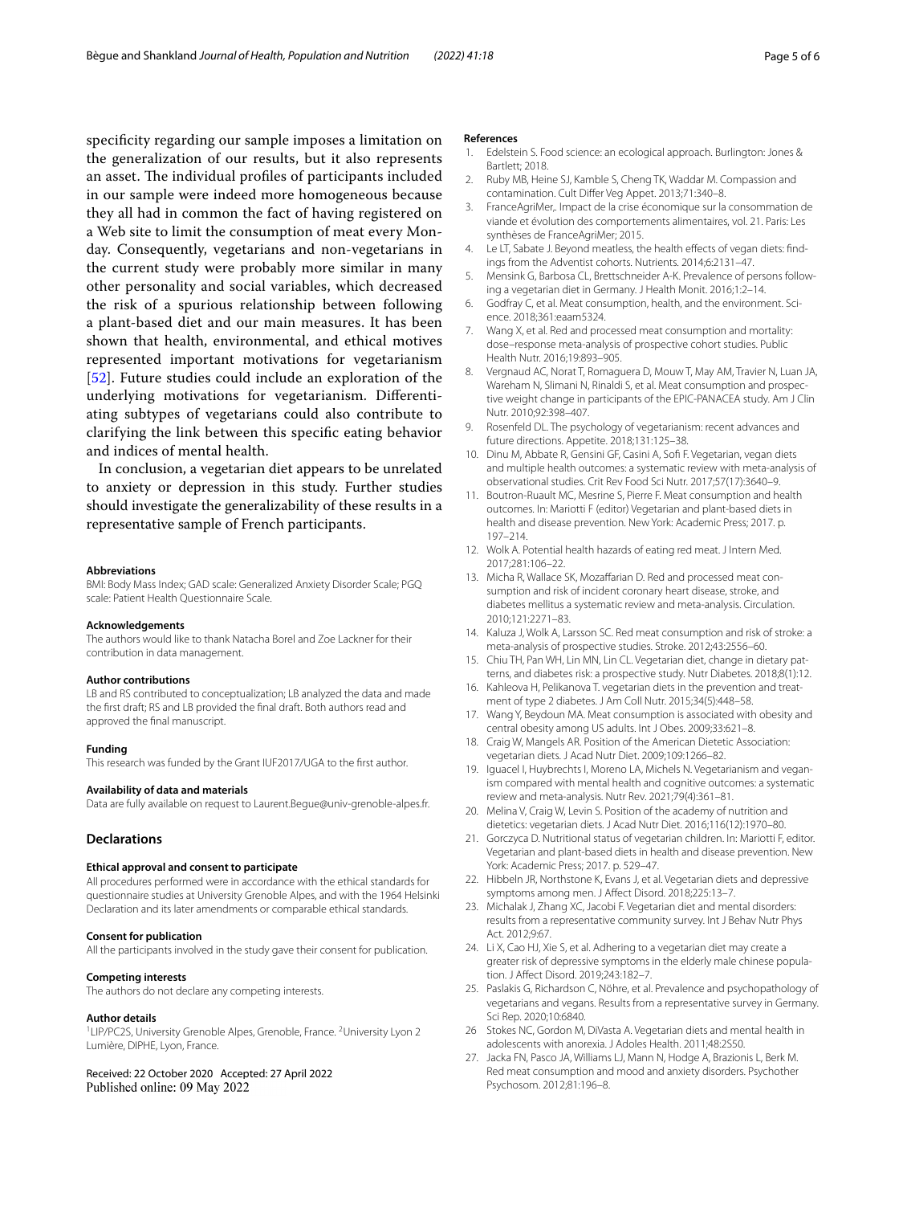specificity regarding our sample imposes a limitation on the generalization of our results, but it also represents an asset. The individual profiles of participants included in our sample were indeed more homogeneous because they all had in common the fact of having registered on a Web site to limit the consumption of meat every Monday. Consequently, vegetarians and non-vegetarians in the current study were probably more similar in many other personality and social variables, which decreased the risk of a spurious relationship between following a plant-based diet and our main measures. It has been shown that health, environmental, and ethical motives represented important motivations for vegetarianism [52]. Future studies could include an exploration of the underlying motivations for vegetarianism. Differentiating subtypes of vegetarians could also contribute to clarifying the link between this specific eating behavior and indices of mental health.

In conclusion, a vegetarian diet appears to be unrelated to anxiety or depression in this study. Further studies should investigate the generalizability of these results in a representative sample of French participants.

#### Abbreviations
BMI: Body Mass Index; GAD scale: Generalized Anxiety Disorder Scale; PGQ scale: Patient Health Questionnaire Scale.

#### Acknowledgements
The authors would like to thank Natacha Borel and Zoe Lackner for their contribution in data management.

#### Author contributions
LB and RS contributed to conceptualization; LB analyzed the data and made the first draft; RS and LB provided the final draft. Both authors read and approved the final manuscript.

#### Funding
This research was funded by the Grant IUF2017/UGA to the first author.

#### Availability of data and materials
Data are fully available on request to Laurent.Begue@univ-grenoble-alpes.fr.

## Declarations

#### Ethical approval and consent to participate
All procedures performed were in accordance with the ethical standards for questionnaire studies at University Grenoble Alpes, and with the 1964 Helsinki Declaration and its later amendments or comparable ethical standards.

#### Consent for publication
All the participants involved in the study gave their consent for publication.

#### Competing interests
The authors do not declare any competing interests.

#### Author details
[1]LIP/PC2S, University Grenoble Alpes, Grenoble, France. [2]University Lyon 2 Lumière, DIPHE, Lyon, France.

Received: 22 October 2020 Accepted: 27 April 2022
Published online: 09 May 2022

#### References
1. Edelstein S. Food science: an ecological approach. Burlington: Jones & Bartlett; 2018.
2. Ruby MB, Heine SJ, Kamble S, Cheng TK, Waddar M. Compassion and contamination. Cult Differ Veg Appet. 2013;71:340–8.
3. FranceAgriMer,. Impact de la crise économique sur la consommation de viande et évolution des comportements alimentaires, vol. 21. Paris: Les synthèses de FranceAgriMer; 2015.
4. Le LT, Sabate J. Beyond meatless, the health effects of vegan diets: findings from the Adventist cohorts. Nutrients. 2014;6:2131–47.
5. Mensink G, Barbosa CL, Brettschneider A-K. Prevalence of persons following a vegetarian diet in Germany. J Health Monit. 2016;1:2–14.
6. Godfray C, et al. Meat consumption, health, and the environment. Science. 2018;361:eaam5324.
7. Wang X, et al. Red and processed meat consumption and mortality: dose–response meta-analysis of prospective cohort studies. Public Health Nutr. 2016;19:893–905.
8. Vergnaud AC, Norat T, Romaguera D, Mouw T, May AM, Travier N, Luan JA, Wareham N, Slimani N, Rinaldi S, et al. Meat consumption and prospective weight change in participants of the EPIC-PANACEA study. Am J Clin Nutr. 2010;92:398–407.
9. Rosenfeld DL. The psychology of vegetarianism: recent advances and future directions. Appetite. 2018;131:125–38.
10. Dinu M, Abbate R, Gensini GF, Casini A, Sofi F. Vegetarian, vegan diets and multiple health outcomes: a systematic review with meta-analysis of observational studies. Crit Rev Food Sci Nutr. 2017;57(17):3640–9.
11. Boutron-Ruault MC, Mesrine S, Pierre F. Meat consumption and health outcomes. In: Mariotti F (editor) Vegetarian and plant-based diets in health and disease prevention. New York: Academic Press; 2017. p. 197–214.
12. Wolk A. Potential health hazards of eating red meat. J Intern Med. 2017;281:106–22.
13. Micha R, Wallace SK, Mozaffarian D. Red and processed meat consumption and risk of incident coronary heart disease, stroke, and diabetes mellitus a systematic review and meta-analysis. Circulation. 2010;121:2271–83.
14. Kaluza J, Wolk A, Larsson SC. Red meat consumption and risk of stroke: a meta-analysis of prospective studies. Stroke. 2012;43:2556–60.
15. Chiu TH, Pan WH, Lin MN, Lin CL. Vegetarian diet, change in dietary patterns, and diabetes risk: a prospective study. Nutr Diabetes. 2018;8(1):12.
16. Kahleova H, Pelikanova T. vegetarian diets in the prevention and treatment of type 2 diabetes. J Am Coll Nutr. 2015;34(5):448–58.
17. Wang Y, Beydoun MA. Meat consumption is associated with obesity and central obesity among US adults. Int J Obes. 2009;33:621–8.
18. Craig W, Mangels AR. Position of the American Dietetic Association: vegetarian diets. J Acad Nutr Diet. 2009;109:1266–82.
19. Iguacel I, Huybrechts I, Moreno LA, Michels N. Vegetarianism and veganism compared with mental health and cognitive outcomes: a systematic review and meta-analysis. Nutr Rev. 2021;79(4):361–81.
20. Melina V, Craig W, Levin S. Position of the academy of nutrition and dietetics: vegetarian diets. J Acad Nutr Diet. 2016;116(12):1970–80.
21. Gorczyca D. Nutritional status of vegetarian children. In: Mariotti F, editor. Vegetarian and plant-based diets in health and disease prevention. New York: Academic Press; 2017. p. 529–47.
22. Hibbeln JR, Northstone K, Evans J, et al. Vegetarian diets and depressive symptoms among men. J Affect Disord. 2018;225:13–7.
23. Michalak J, Zhang XC, Jacobi F. Vegetarian diet and mental disorders: results from a representative community survey. Int J Behav Nutr Phys Act. 2012;9:67.
24. Li X, Cao HJ, Xie S, et al. Adhering to a vegetarian diet may create a greater risk of depressive symptoms in the elderly male chinese population. J Affect Disord. 2019;243:182–7.
25. Paslakis G, Richardson C, Nöhre, et al. Prevalence and psychopathology of vegetarians and vegans. Results from a representative survey in Germany. Sci Rep. 2020;10:6840.
26. Stokes NC, Gordon M, DiVasta A. Vegetarian diets and mental health in adolescents with anorexia. J Adoles Health. 2011;48:2S50.
27. Jacka FN, Pasco JA, Williams LJ, Mann N, Hodge A, Brazionis L, Berk M. Red meat consumption and mood and anxiety disorders. Psychother Psychosom. 2012;81:196–8.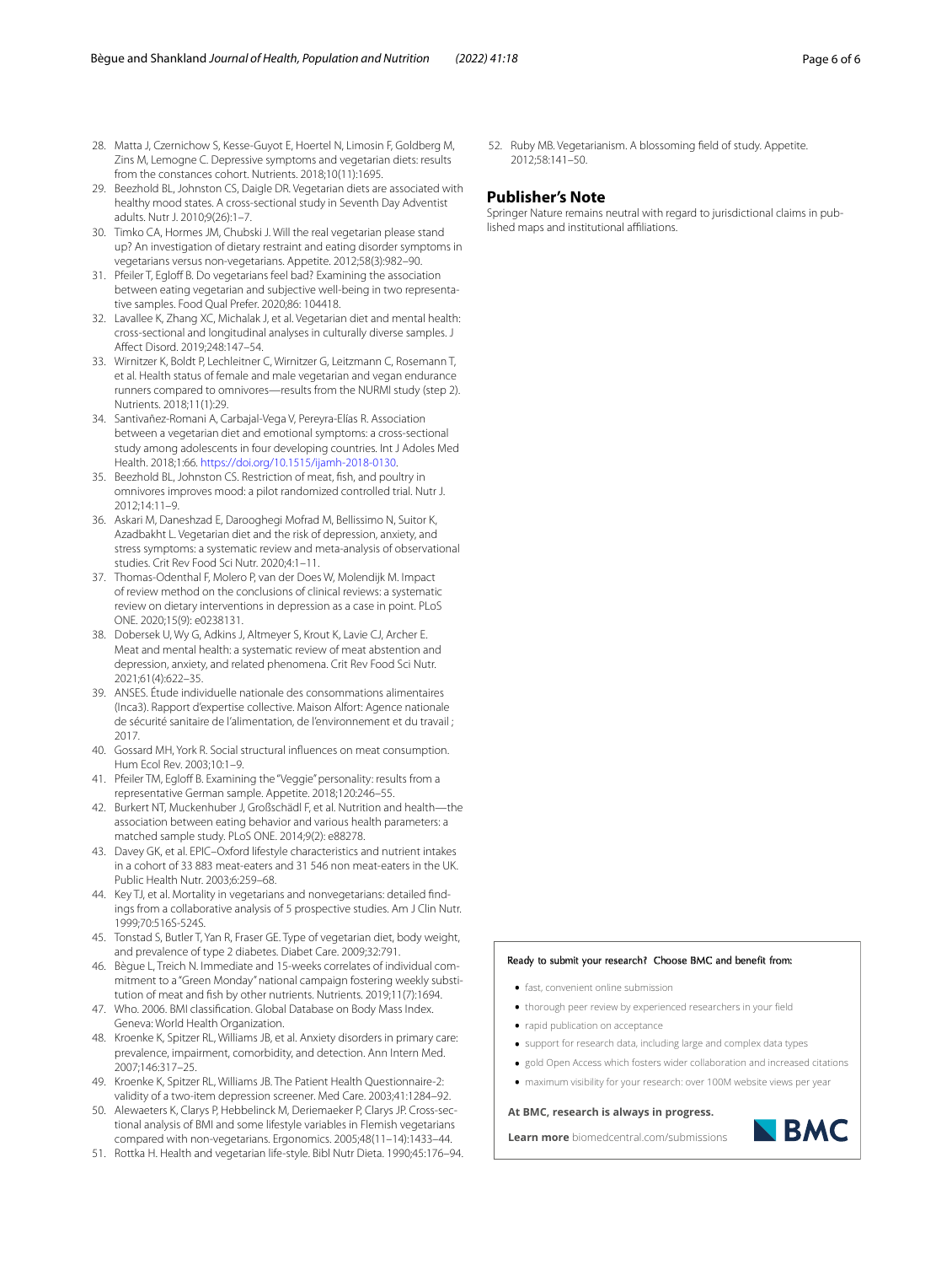28. Matta J, Czernichow S, Kesse-Guyot E, Hoertel N, Limosin F, Goldberg M, Zins M, Lemogne C. Depressive symptoms and vegetarian diets: results from the constances cohort. Nutrients. 2018;10(11):1695.
29. Beezhold BL, Johnston CS, Daigle DR. Vegetarian diets are associated with healthy mood states. A cross-sectional study in Seventh Day Adventist adults. Nutr J. 2010;9(26):1–7.
30. Timko CA, Hormes JM, Chubski J. Will the real vegetarian please stand up? An investigation of dietary restraint and eating disorder symptoms in vegetarians versus non-vegetarians. Appetite. 2012;58(3):982–90.
31. Pfeiler T, Egloff B. Do vegetarians feel bad? Examining the association between eating vegetarian and subjective well-being in two representative samples. Food Qual Prefer. 2020;86: 104418.
32. Lavallee K, Zhang XC, Michalak J, et al. Vegetarian diet and mental health: cross-sectional and longitudinal analyses in culturally diverse samples. J Affect Disord. 2019;248:147–54.
33. Wirnitzer K, Boldt P, Lechleitner C, Wirnitzer G, Leitzmann C, Rosemann T, et al. Health status of female and male vegetarian and vegan endurance runners compared to omnivores—results from the NURMI study (step 2). Nutrients. 2018;11(1):29.
34. Santivañez-Romani A, Carbajal-Vega V, Pereyra-Elías R. Association between a vegetarian diet and emotional symptoms: a cross-sectional study among adolescents in four developing countries. Int J Adoles Med Health. 2018;1:66. https://doi.org/10.1515/ijamh-2018-0130.
35. Beezhold BL, Johnston CS. Restriction of meat, fish, and poultry in omnivores improves mood: a pilot randomized controlled trial. Nutr J. 2012;14:11–9.
36. Askari M, Daneshzad E, Darooghegi Mofrad M, Bellissimo N, Suitor K, Azadbakht L. Vegetarian diet and the risk of depression, anxiety, and stress symptoms: a systematic review and meta-analysis of observational studies. Crit Rev Food Sci Nutr. 2020;4:1–11.
37. Thomas-Odenthal F, Molero P, van der Does W, Molendijk M. Impact of review method on the conclusions of clinical reviews: a systematic review on dietary interventions in depression as a case in point. PLoS ONE. 2020;15(9): e0238131.
38. Dobersek U, Wy G, Adkins J, Altmeyer S, Krout K, Lavie CJ, Archer E. Meat and mental health: a systematic review of meat abstention and depression, anxiety, and related phenomena. Crit Rev Food Sci Nutr. 2021;61(4):622–35.
39. ANSES. Étude individuelle nationale des consommations alimentaires (Inca3). Rapport d'expertise collective. Maison Alfort: Agence nationale de sécurité sanitaire de l'alimentation, de l'environnement et du travail ; 2017.
40. Gossard MH, York R. Social structural influences on meat consumption. Hum Ecol Rev. 2003;10:1–9.
41. Pfeiler TM, Egloff B. Examining the "Veggie" personality: results from a representative German sample. Appetite. 2018;120:246–55.
42. Burkert NT, Muckenhuber J, Großschädl F, et al. Nutrition and health—the association between eating behavior and various health parameters: a matched sample study. PLoS ONE. 2014;9(2): e88278.
43. Davey GK, et al. EPIC–Oxford lifestyle characteristics and nutrient intakes in a cohort of 33 883 meat-eaters and 31 546 non meat-eaters in the UK. Public Health Nutr. 2003;6:259–68.
44. Key TJ, et al. Mortality in vegetarians and nonvegetarians: detailed findings from a collaborative analysis of 5 prospective studies. Am J Clin Nutr. 1999;70:516S-524S.
45. Tonstad S, Butler T, Yan R, Fraser GE. Type of vegetarian diet, body weight, and prevalence of type 2 diabetes. Diabet Care. 2009;32:791.
46. Bègue L, Treich N. Immediate and 15-weeks correlates of individual commitment to a "Green Monday" national campaign fostering weekly substitution of meat and fish by other nutrients. Nutrients. 2019;11(7):1694.
47. Who. 2006. BMI classification. Global Database on Body Mass Index. Geneva: World Health Organization.
48. Kroenke K, Spitzer RL, Williams JB, et al. Anxiety disorders in primary care: prevalence, impairment, comorbidity, and detection. Ann Intern Med. 2007;146:317–25.
49. Kroenke K, Spitzer RL, Williams JB. The Patient Health Questionnaire-2: validity of a two-item depression screener. Med Care. 2003;41:1284–92.
50. Alewaeters K, Clarys P, Hebbelinck M, Deriemaeker P, Clarys JP. Cross-sectional analysis of BMI and some lifestyle variables in Flemish vegetarians compared with non-vegetarians. Ergonomics. 2005;48(11–14):1433–44.
51. Rottka H. Health and vegetarian life-style. Bibl Nutr Dieta. 1990;45:176–94.
52. Ruby MB. Vegetarianism. A blossoming field of study. Appetite. 2012;58:141–50.

## Publisher's Note

Springer Nature remains neutral with regard to jurisdictional claims in published maps and institutional affiliations.

Ready to submit your research? Choose BMC and benefit from:

- fast, convenient online submission
- thorough peer review by experienced researchers in your field
- rapid publication on acceptance
- support for research data, including large and complex data types
- gold Open Access which fosters wider collaboration and increased citations
- maximum visibility for your research: over 100M website views per year

**At BMC, research is always in progress.**

**Learn more** biomedcentral.com/submissions

BMC